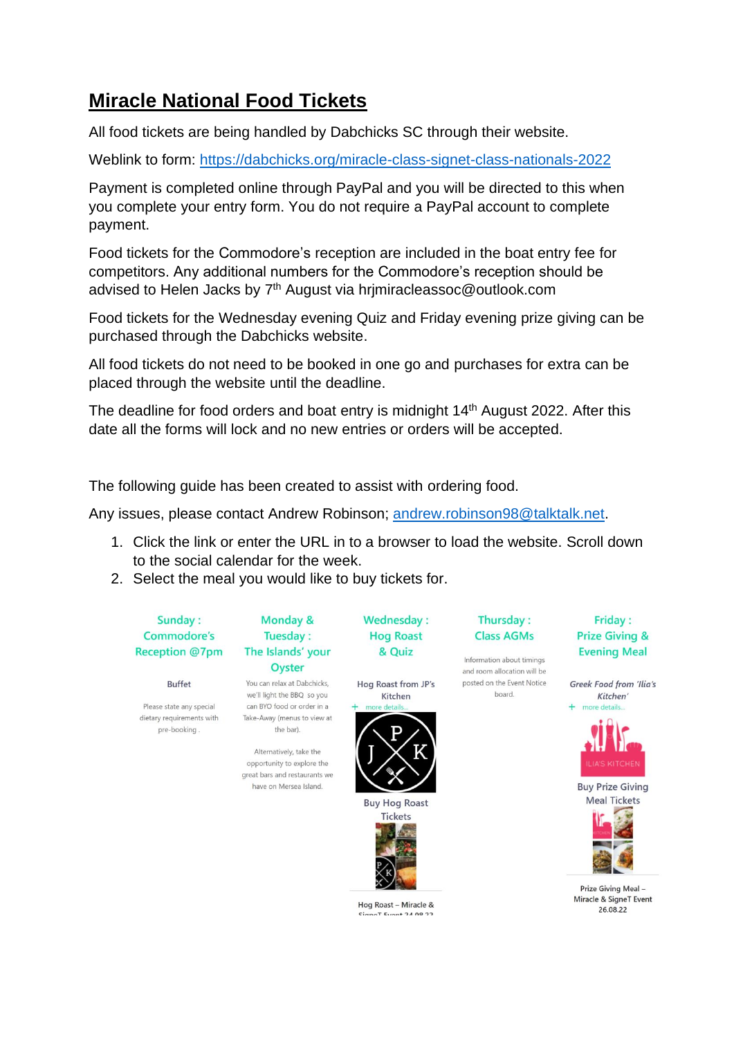# Miracle National Food Tickets

All food tickets are being handled by Dabchicks SC through their website.

Weblink to form: https://dabchicks.org/miracle-class-signet-class-nationals-2022

Payment is completed online through PayPal and you will be directed to this when you complete your entry form. You do not require a PayPal account to complete payment.

Food tickets for the Commodore's reception are included in the boat entry fee for competitors. Any additional numbers for the Commodore's reception should be advised to Helen Jacks by 7th August via hrjmiracleassoc@outlook.com

Food tickets for the Wednesday evening Quiz and Friday evening prize giving can be purchased through the Dabchicks website.

All food tickets do not need to be booked in one go and purchases for extra can be placed through the website until the deadline.

The deadline for food orders and boat entry is midnight 14th August 2022. After this date all the forms will lock and no new entries or orders will be accepted.

The following guide has been created to assist with ordering food.

Any issues, please contact Andrew Robinson; andrew.robinson98@talktalk.net.

1. Click the link or enter the URL in to a browser to load the website. Scroll down to the social calendar for the week.
2. Select the meal you would like to buy tickets for.

Sunday : Commodore's Reception @7pm

Buffet

Please state any special dietary requirements with pre-booking .

Monday & Tuesday : The Islands' your Oyster

You can relax at Dabchicks, we'll light the BBQ so you can BYO food or order in a Take-Away (menus to view at the bar).

Alternatively, take the opportunity to explore the great bars and restaurants we have on Mersea Island.

Wednesday : Hog Roast & Quiz

Hog Roast from JP's Kitchen

+ more details...

Buy Hog Roast Tickets

Hog Roast – Miracle & SigneT Event 24.08.22

Thursday : Class AGMs

Information about timings and room allocation will be posted on the Event Notice board.

Friday : Prize Giving & Evening Meal

*Greek Food from 'Ilia's Kitchen'*

+ more details...

ILIA'S KITCHEN

Buy Prize Giving Meal Tickets

Prize Giving Meal – Miracle & SigneT Event 26.08.22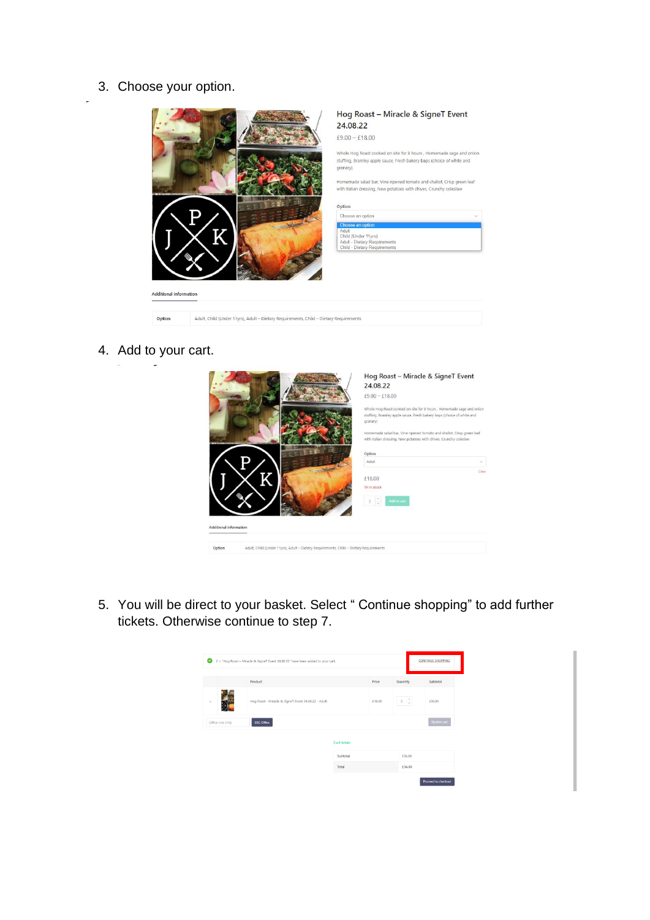3. Choose your option.

Hog Roast – Miracle & SigneT Event 24.08.22

£9.00 – £18.00

Whole Hog Roast cooked on site for 8 hours , Homemade sage and onion stuffing, Bramley apple sauce, Fresh bakery baps (choice of white and granary)

Homemade salad bar, Vine ripened tomato and shallot, Crisp green leaf with italian dressing, New potatoes with chives, Crunchy coleslaw

Option

Choose an option

- Choose an option
- Adult
- Child (Under 11yrs)
- Adult - Dietary Requirements
- Child - Dietary Requirements

Additional information

| | |
|---|---|
| Option | Adult, Child (Under 11yrs), Adult – Dietary Requirements, Child – Dietary Requirements |

4. Add to your cart.

Hog Roast – Miracle & SigneT Event 24.08.22

£9.00 – £18.00

Whole Hog Roast cooked on site for 8 hours , Homemade sage and onion stuffing, Bramley apple sauce, Fresh bakery baps (choice of white and granary)

Homemade salad bar, Vine ripened tomato and shallot, Crisp green leaf with italian dressing, New potatoes with chives, Crunchy coleslaw

Option

Adult

Clear

£18.00

19 in stock

2 Add to cart

Additional information

| | |
|---|---|
| Option | Adult, Child (Under 11yrs), Adult – Dietary Requirements, Child – Dietary Requirements |

5. You will be direct to your basket. Select " Continue shopping" to add further tickets. Otherwise continue to step 7.

2 × "Hog Roast – Miracle & SigneT Event 24.08.22" have been added to your cart. CONTINUE SHOPPING

| | | Product | Price | Quantity | Subtotal |
|---|---|---|---|---|---|
| × | | Hog Roast - Miracle & SigneT Event 24.08.22 - Adult | £18.00 | 2 | £36.00 |

Office Use Only | OSC Office | Update cart

Cart totals

| | |
|---|---|
| Subtotal | £36.00 |
| Total | £36.00 |

Proceed to checkout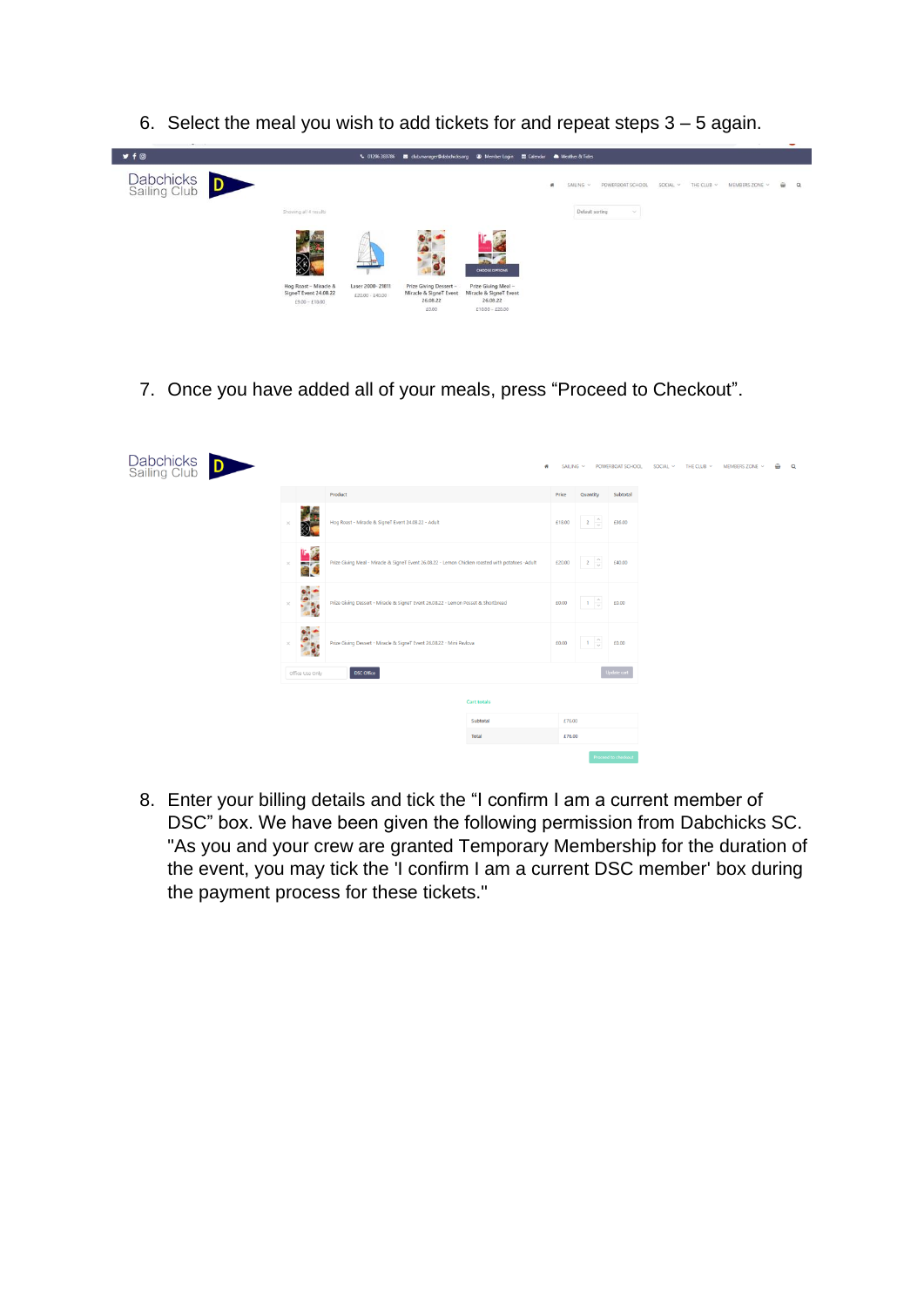6. Select the meal you wish to add tickets for and repeat steps 3 – 5 again.

7. Once you have added all of your meals, press "Proceed to Checkout".

8. Enter your billing details and tick the "I confirm I am a current member of DSC" box. We have been given the following permission from Dabchicks SC. "As you and your crew are granted Temporary Membership for the duration of the event, you may tick the 'I confirm I am a current DSC member' box during the payment process for these tickets."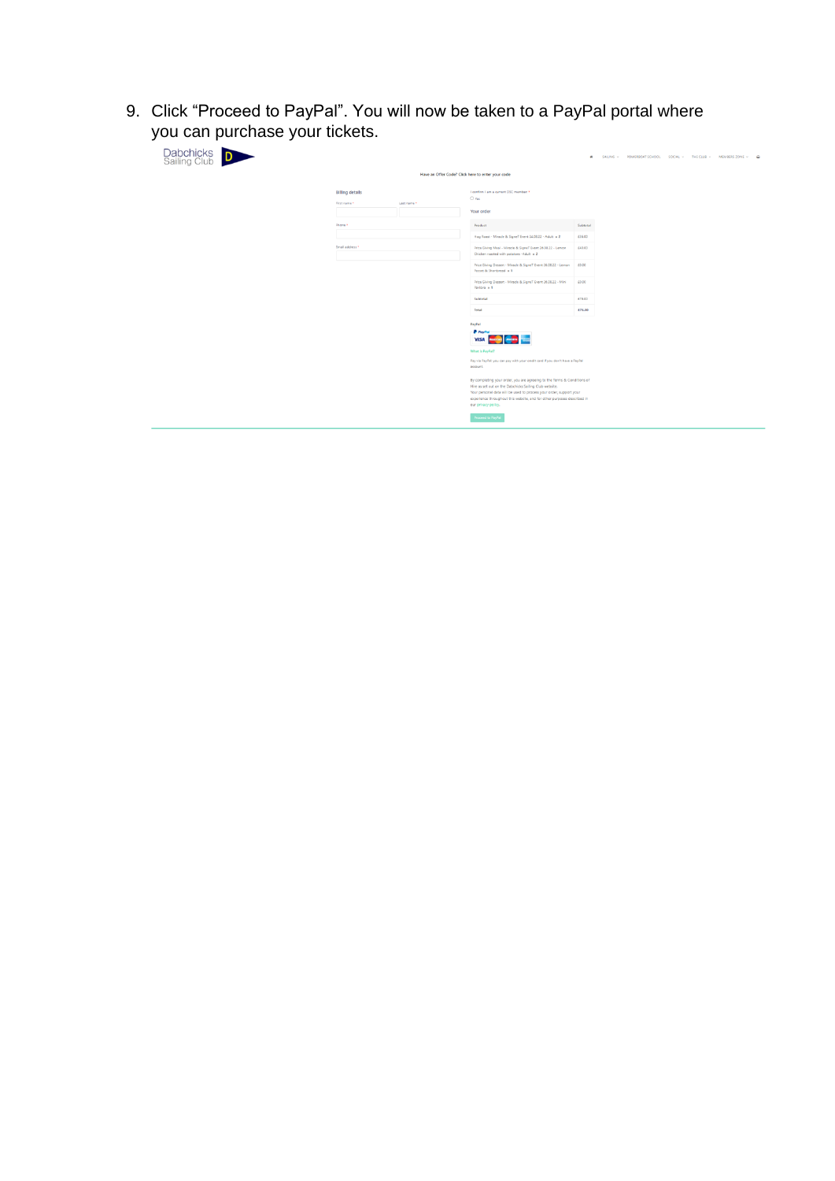9. Click “Proceed to PayPal”. You will now be taken to a PayPal portal where you can purchase your tickets.

Dabchicks Sailing Club

Have an Offer Code? Click here to enter your code

**Billing details**

First name *

Last name *

Phone *

Email address *

I confirm I am a current DSC member *

Yes

**Your order**

| Product | Subtotal |
|---|---|
| Hog Roast - Miracle & Signs? Event 16.08.22 - Adult × 2 | £18.00 |
| Prize Giving Meal - Miracle & Signs? Event 26.08.22 - Lemon Chicken roasted with potatoes - Adult × 2 | £40.00 |
| Prize Giving Dessert - Miracle & Signs? Event 26.08.22 - Lemon Posset & Shortbread × 1 | £0.00 |
| Prize Giving Dessert - Miracle & Signs? Event 26.08.22 - Mini Pavlova × 1 | £0.00 |
| Subtotal | £78.00 |
| Total | £78.00 |

PayPal

What is PayPal?

Pay via PayPal; you can pay with your credit card if you don't have a PayPal account.

By completing your order, you are agreeing to the Terms & Conditions of Hire as set out on the Dabchicks Sailing Club website.

Your personal data will be used to process your order, support your experience throughout this website, and for other purposes described in our privacy policy.

Proceed to PayPal